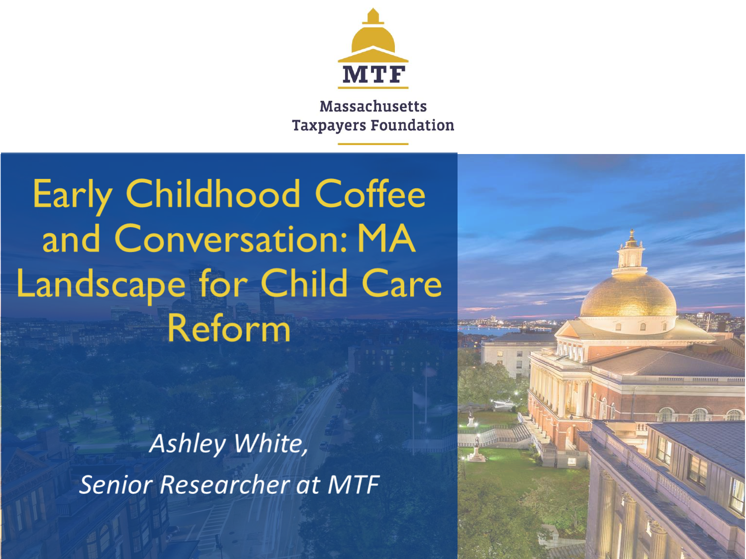MTF

Massachusetts Taxpayers Foundation

# Early Childhood Coffee and Conversation: MA Landscape for Child Care Reform

*Ashley White,*

*Senior Researcher at MTF*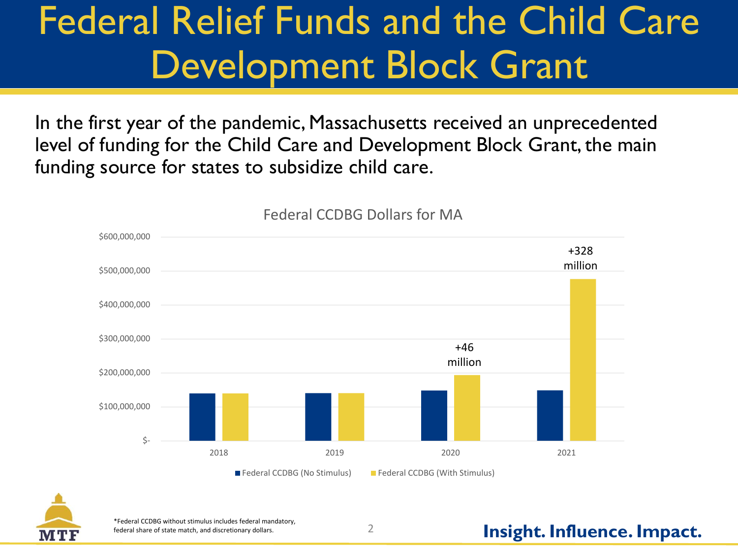# Federal Relief Funds and the Child Care Development Block Grant

In the first year of the pandemic, Massachusetts received an unprecedented level of funding for the Child Care and Development Block Grant, the main funding source for states to subsidize child care.

Federal CCDBG Dollars for MA

$600,000,000
$500,000,000
$400,000,000
$300,000,000
$200,000,000
$100,000,000
$-

+46 million

+328 million

2018 2019 2020 2021

Federal CCDBG (No Stimulus) Federal CCDBG (With Stimulus)

*Federal CCDBG without stimulus includes federal mandatory, federal share of state match, and discretionary dollars.

**Insight. Influence. Impact.**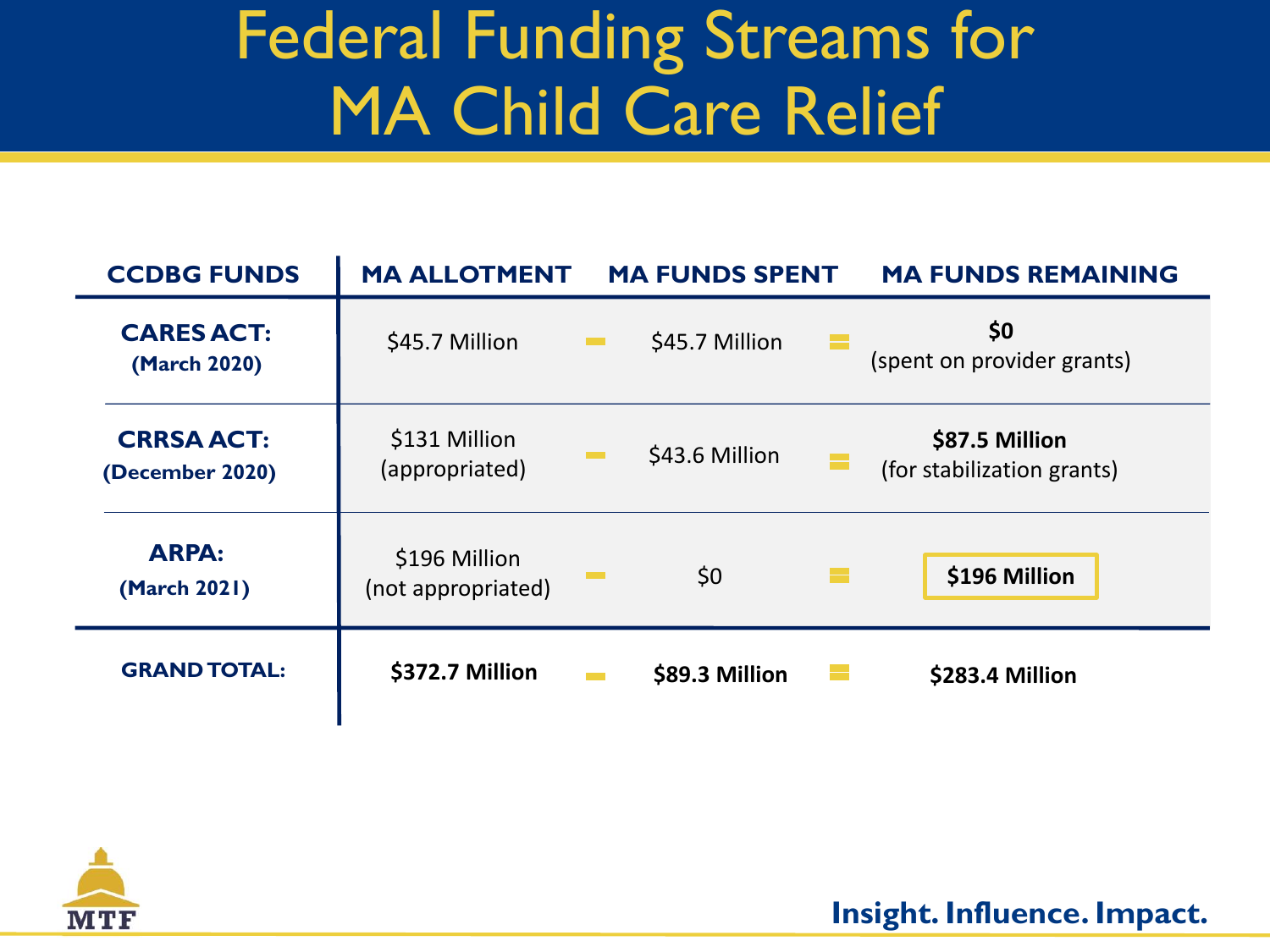# Federal Funding Streams for MA Child Care Relief

| CCDBG FUNDS | MA ALLOTMENT | | MA FUNDS SPENT | | MA FUNDS REMAINING |
|---|---|---|---|---|---|
| **CARES ACT: (March 2020)** | $45.7 Million | - | $45.7 Million | = | **$0** (spent on provider grants) |
| **CRRSA ACT: (December 2020)** | $131 Million (appropriated) | - | $43.6 Million | = | **$87.5 Million** (for stabilization grants) |
| **ARPA: (March 2021)** | $196 Million (not appropriated) | - | $0 | = | **$196 Million** |
| **GRAND TOTAL:** | **$372.7 Million** | - | **$89.3 Million** | = | **$283.4 Million** |

MTF

**Insight. Influence. Impact.**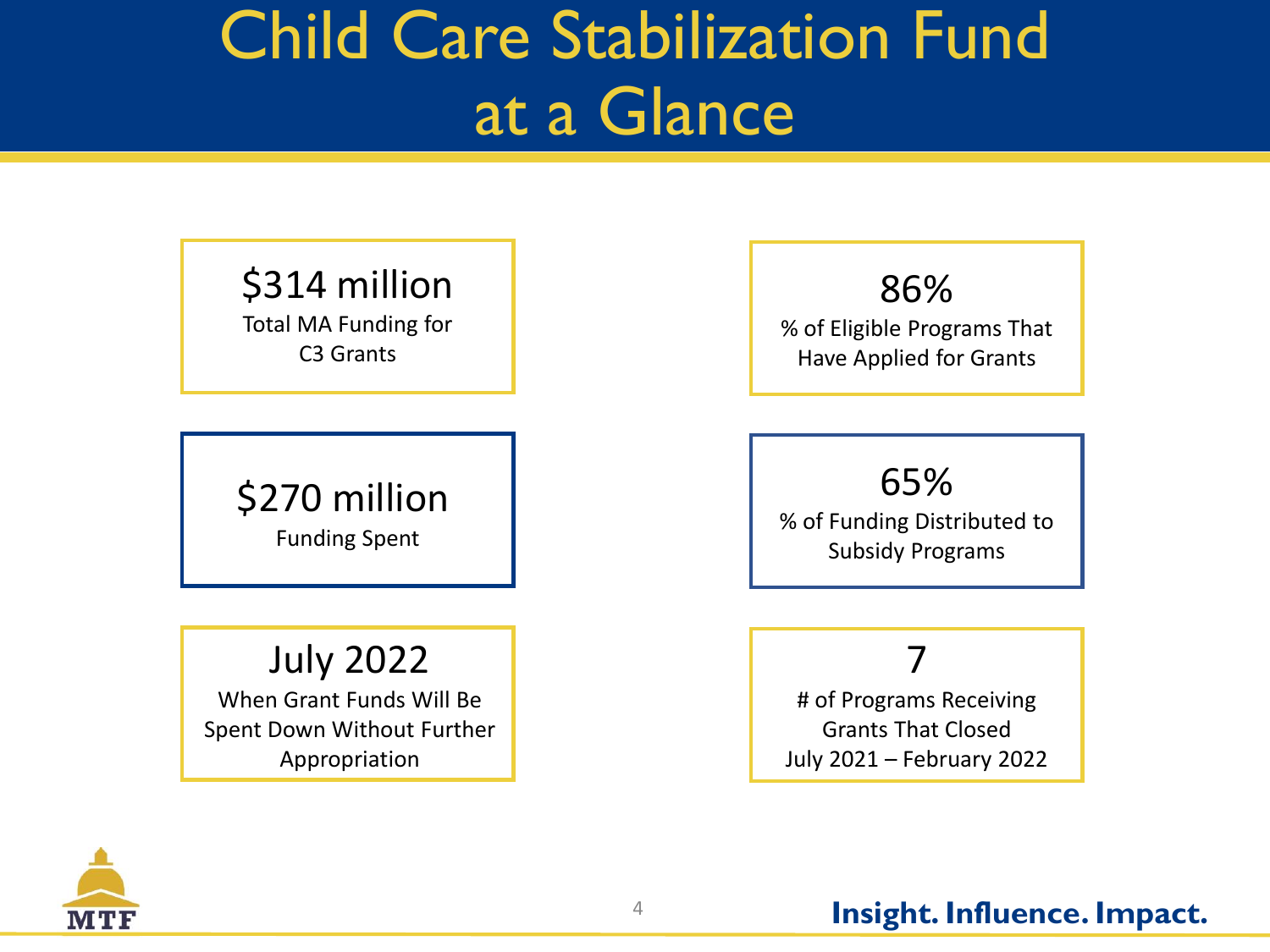# Child Care Stabilization Fund at a Glance

**$314 million**
Total MA Funding for C3 Grants

**86%**
% of Eligible Programs That Have Applied for Grants

**$270 million**
Funding Spent

**65%**
% of Funding Distributed to Subsidy Programs

**July 2022**
When Grant Funds Will Be Spent Down Without Further Appropriation

**7**
# of Programs Receiving Grants That Closed July 2021 – February 2022

Insight. Influence. Impact.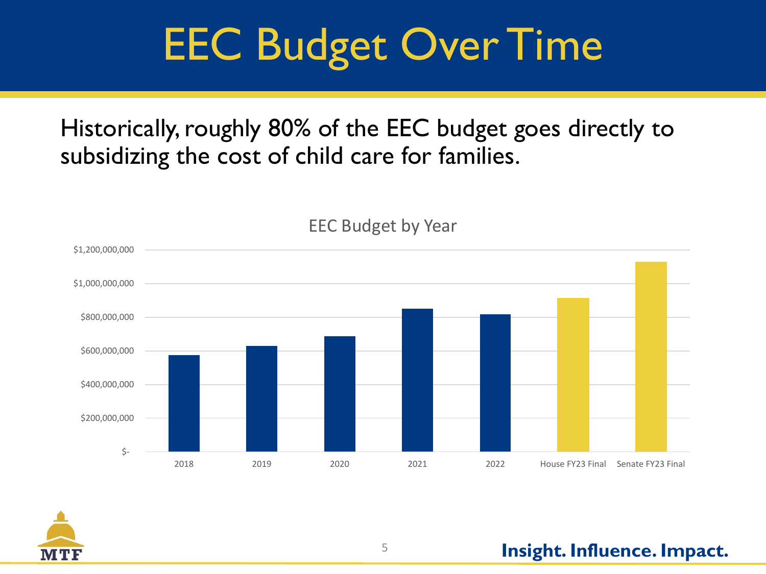# EEC Budget Over Time

Historically, roughly 80% of the EEC budget goes directly to subsidizing the cost of child care for families.

EEC Budget by Year

| Year | Budget (approx.) |
|---|---|
| 2018 | ~$575,000,000 |
| 2019 | ~$630,000,000 |
| 2020 | ~$685,000,000 |
| 2021 | ~$850,000,000 |
| 2022 | ~$815,000,000 |
| House FY23 Final | ~$915,000,000 |
| Senate FY23 Final | ~$1,130,000,000 |

**Insight. Influence. Impact.**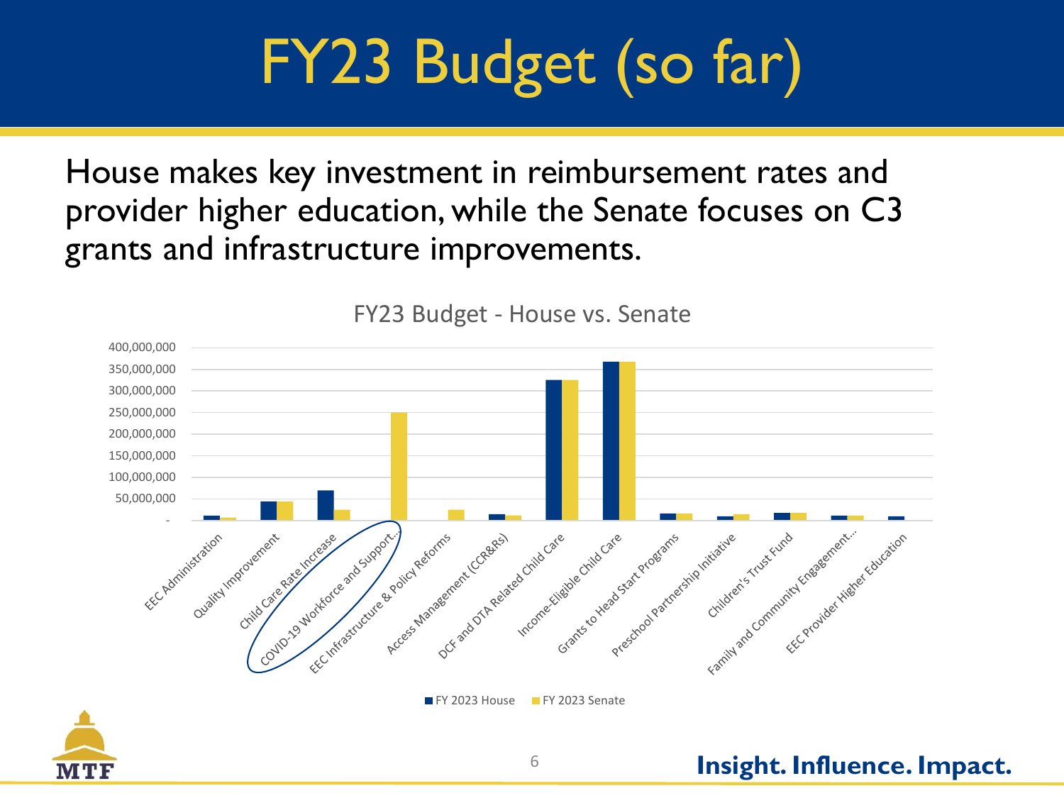# FY23 Budget (so far)

House makes key investment in reimbursement rates and provider higher education, while the Senate focuses on C3 grants and infrastructure improvements.

FY23 Budget - House vs. Senate

400,000,000
350,000,000
300,000,000
250,000,000
200,000,000
150,000,000
100,000,000
50,000,000
-

EEC Administration
Quality Improvement
Child Care Rate Increase
COVID-19 Workforce and Support...
EEC Infrastructure & Policy Reforms
Access Management (CCR&Rs)
DCF and DTA Related Child Care
Income-Eligible Child Care
Grants to Head Start Programs
Preschool Partnership Initiative
Children's Trust Fund
Family and Community Engagement...
EEC Provider Higher Education

FY 2023 House
FY 2023 Senate

Insight. Influence. Impact.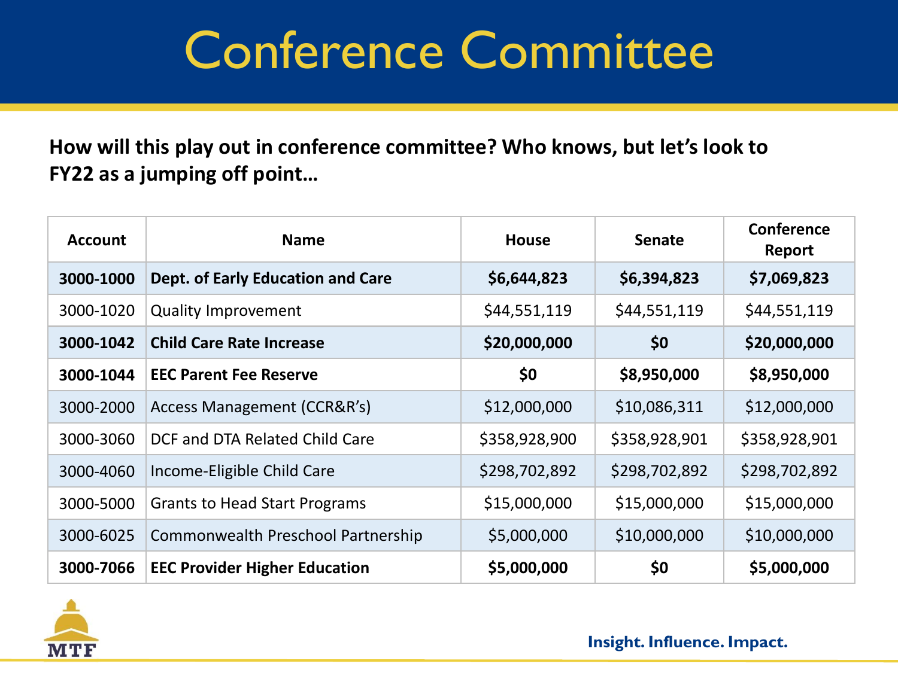# Conference Committee

**How will this play out in conference committee? Who knows, but let's look to FY22 as a jumping off point…**

| Account | Name | House | Senate | Conference Report |
|---|---|---|---|---|
| **3000-1000** | **Dept. of Early Education and Care** | **$6,644,823** | **$6,394,823** | **$7,069,823** |
| 3000-1020 | Quality Improvement | $44,551,119 | $44,551,119 | $44,551,119 |
| **3000-1042** | **Child Care Rate Increase** | **$20,000,000** | **$0** | **$20,000,000** |
| **3000-1044** | **EEC Parent Fee Reserve** | **$0** | **$8,950,000** | **$8,950,000** |
| 3000-2000 | Access Management (CCR&R's) | $12,000,000 | $10,086,311 | $12,000,000 |
| 3000-3060 | DCF and DTA Related Child Care | $358,928,900 | $358,928,901 | $358,928,901 |
| 3000-4060 | Income-Eligible Child Care | $298,702,892 | $298,702,892 | $298,702,892 |
| 3000-5000 | Grants to Head Start Programs | $15,000,000 | $15,000,000 | $15,000,000 |
| 3000-6025 | Commonwealth Preschool Partnership | $5,000,000 | $10,000,000 | $10,000,000 |
| **3000-7066** | **EEC Provider Higher Education** | **$5,000,000** | **$0** | **$5,000,000** |

Insight. Influence. Impact.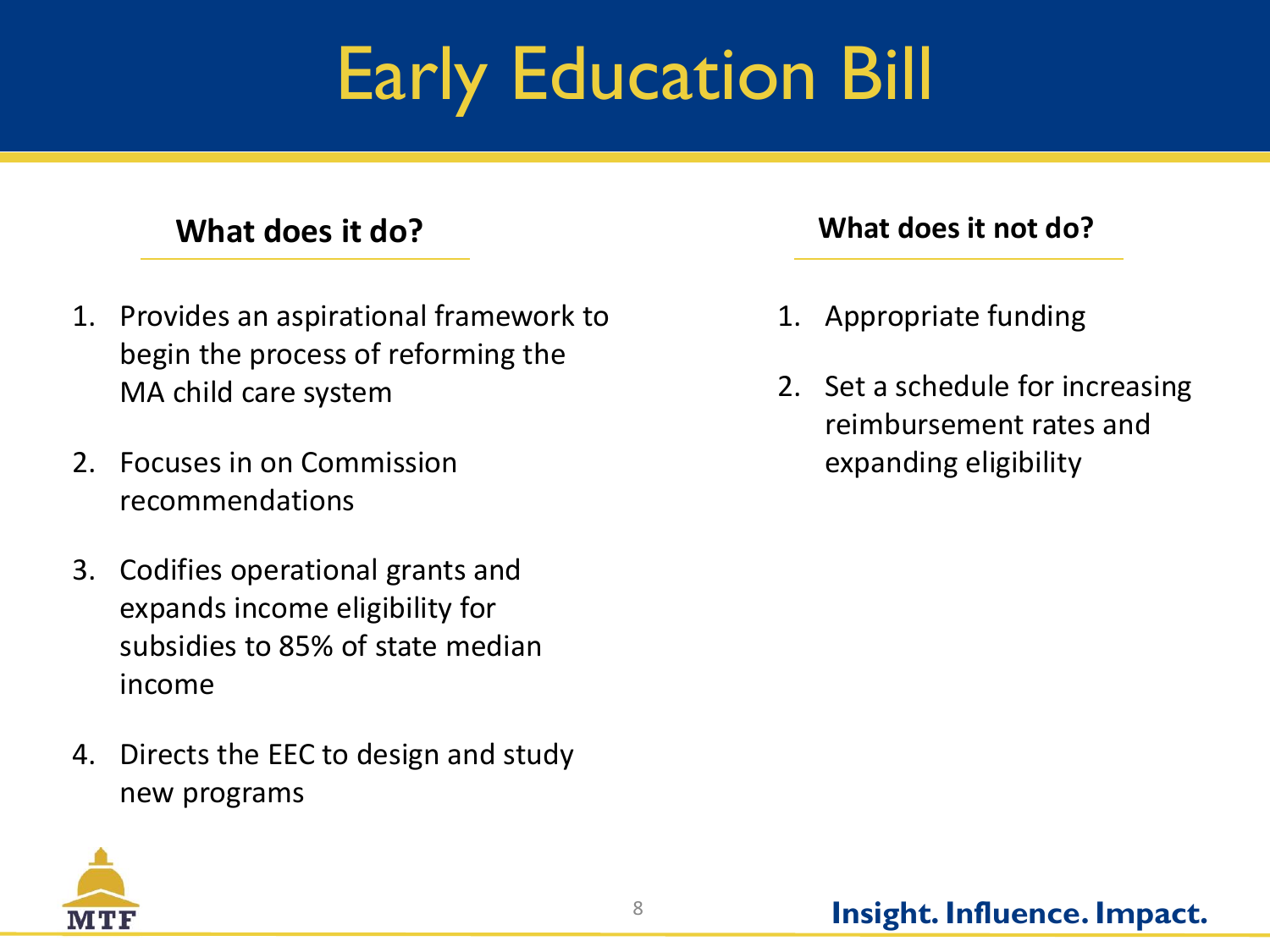# Early Education Bill

### What does it do?

1. Provides an aspirational framework to begin the process of reforming the MA child care system
2. Focuses in on Commission recommendations
3. Codifies operational grants and expands income eligibility for subsidies to 85% of state median income
4. Directs the EEC to design and study new programs

### What does it not do?

1. Appropriate funding
2. Set a schedule for increasing reimbursement rates and expanding eligibility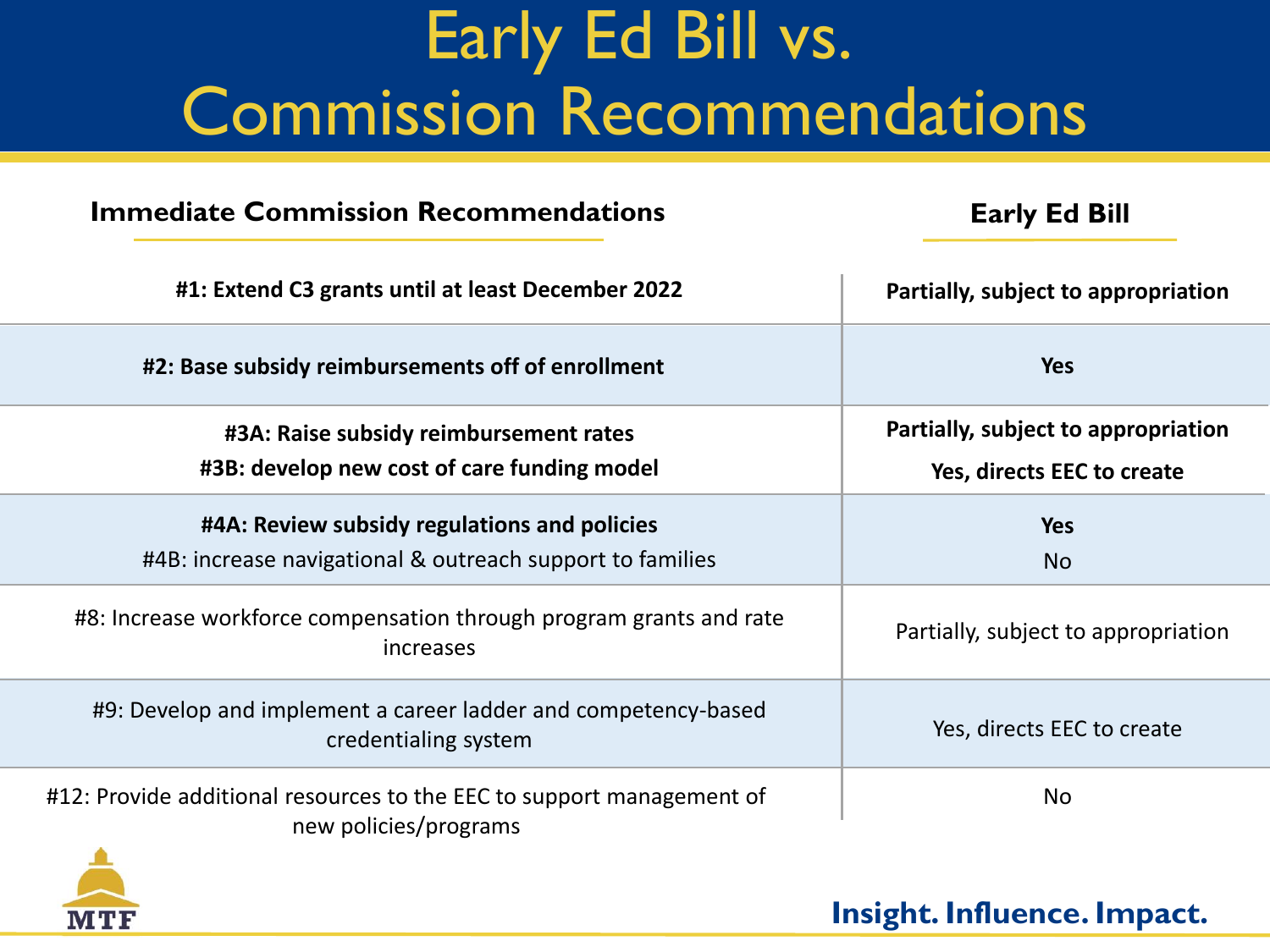# Early Ed Bill vs. Commission Recommendations

| Immediate Commission Recommendations | Early Ed Bill |
| --- | --- |
| **#1: Extend C3 grants until at least December 2022** | **Partially, subject to appropriation** |
| **#2: Base subsidy reimbursements off of enrollment** | **Yes** |
| **#3A: Raise subsidy reimbursement rates** | **Partially, subject to appropriation** |
| **#3B: develop new cost of care funding model** | **Yes, directs EEC to create** |
| **#4A: Review subsidy regulations and policies** | **Yes** |
| #4B: increase navigational & outreach support to families | No |
| #8: Increase workforce compensation through program grants and rate increases | Partially, subject to appropriation |
| #9: Develop and implement a career ladder and competency-based credentialing system | Yes, directs EEC to create |
| #12: Provide additional resources to the EEC to support management of new policies/programs | No |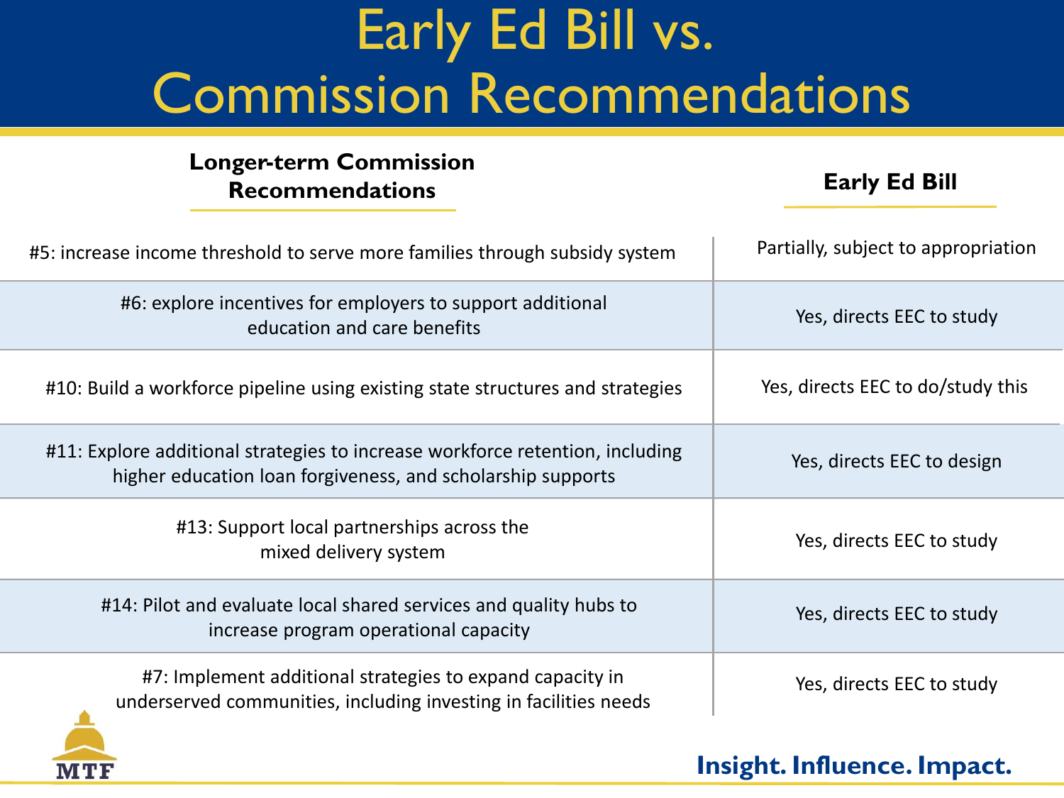# Early Ed Bill vs. Commission Recommendations

| Longer-term Commission Recommendations | Early Ed Bill |
| --- | --- |
| #5: increase income threshold to serve more families through subsidy system | Partially, subject to appropriation |
| #6: explore incentives for employers to support additional education and care benefits | Yes, directs EEC to study |
| #10: Build a workforce pipeline using existing state structures and strategies | Yes, directs EEC to do/study this |
| #11: Explore additional strategies to increase workforce retention, including higher education loan forgiveness, and scholarship supports | Yes, directs EEC to design |
| #13: Support local partnerships across the mixed delivery system | Yes, directs EEC to study |
| #14: Pilot and evaluate local shared services and quality hubs to increase program operational capacity | Yes, directs EEC to study |
| #7: Implement additional strategies to expand capacity in underserved communities, including investing in facilities needs | Yes, directs EEC to study |

MTF

**Insight. Influence. Impact.**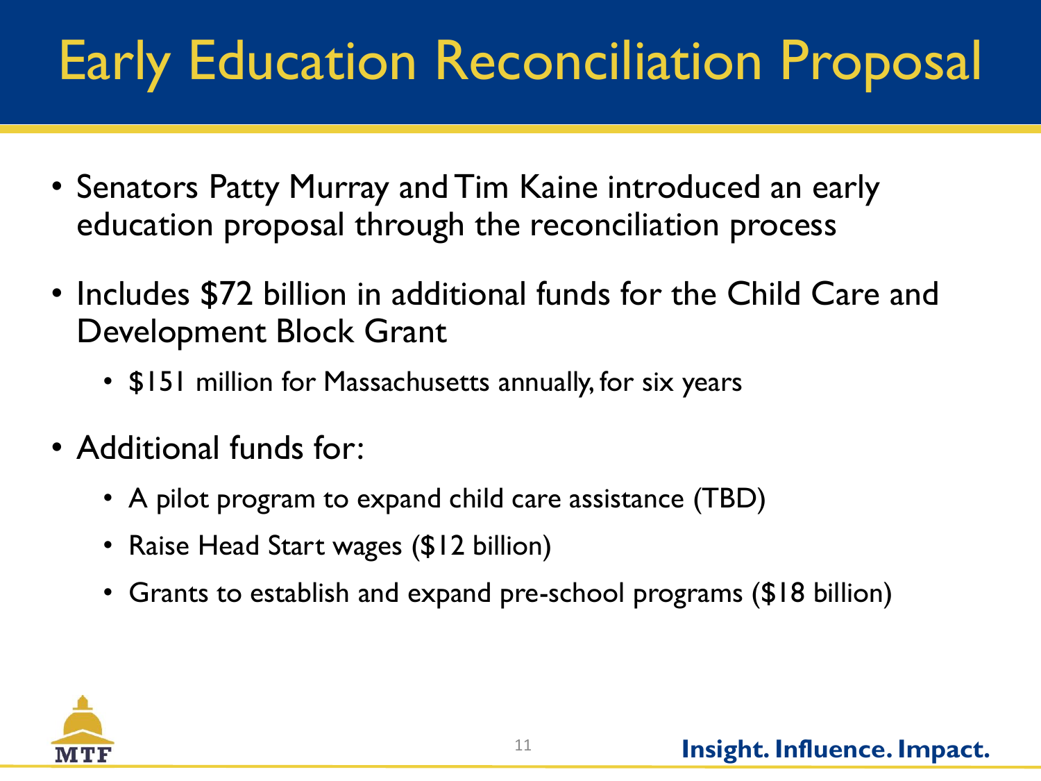# Early Education Reconciliation Proposal

- Senators Patty Murray and Tim Kaine introduced an early education proposal through the reconciliation process
- Includes $72 billion in additional funds for the Child Care and Development Block Grant
  - $151 million for Massachusetts annually, for six years
- Additional funds for:
  - A pilot program to expand child care assistance (TBD)
  - Raise Head Start wages ($12 billion)
  - Grants to establish and expand pre-school programs ($18 billion)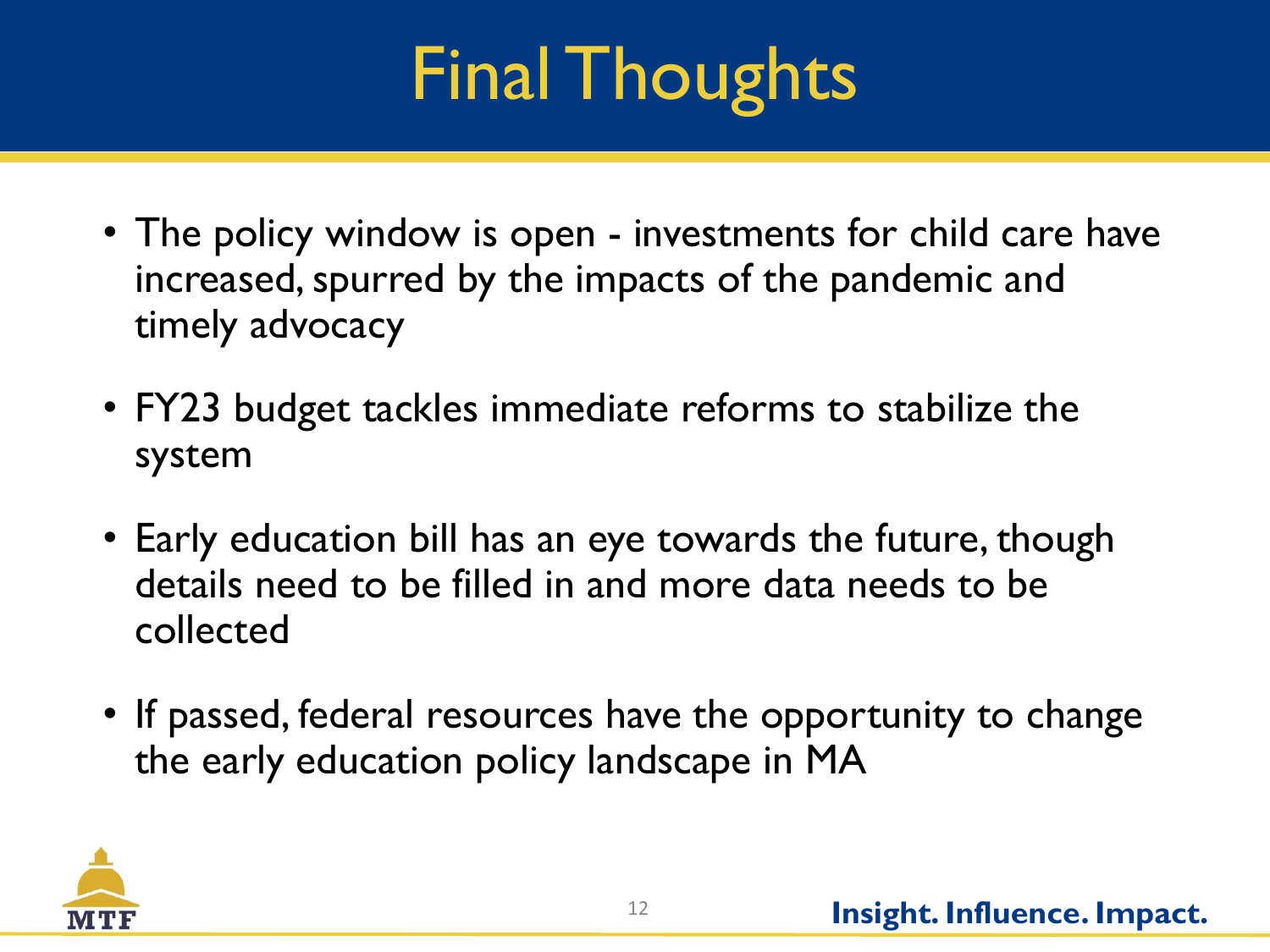# Final Thoughts

- The policy window is open - investments for child care have increased, spurred by the impacts of the pandemic and timely advocacy
- FY23 budget tackles immediate reforms to stabilize the system
- Early education bill has an eye towards the future, though details need to be filled in and more data needs to be collected
- If passed, federal resources have the opportunity to change the early education policy landscape in MA

**Insight. Influence. Impact.**